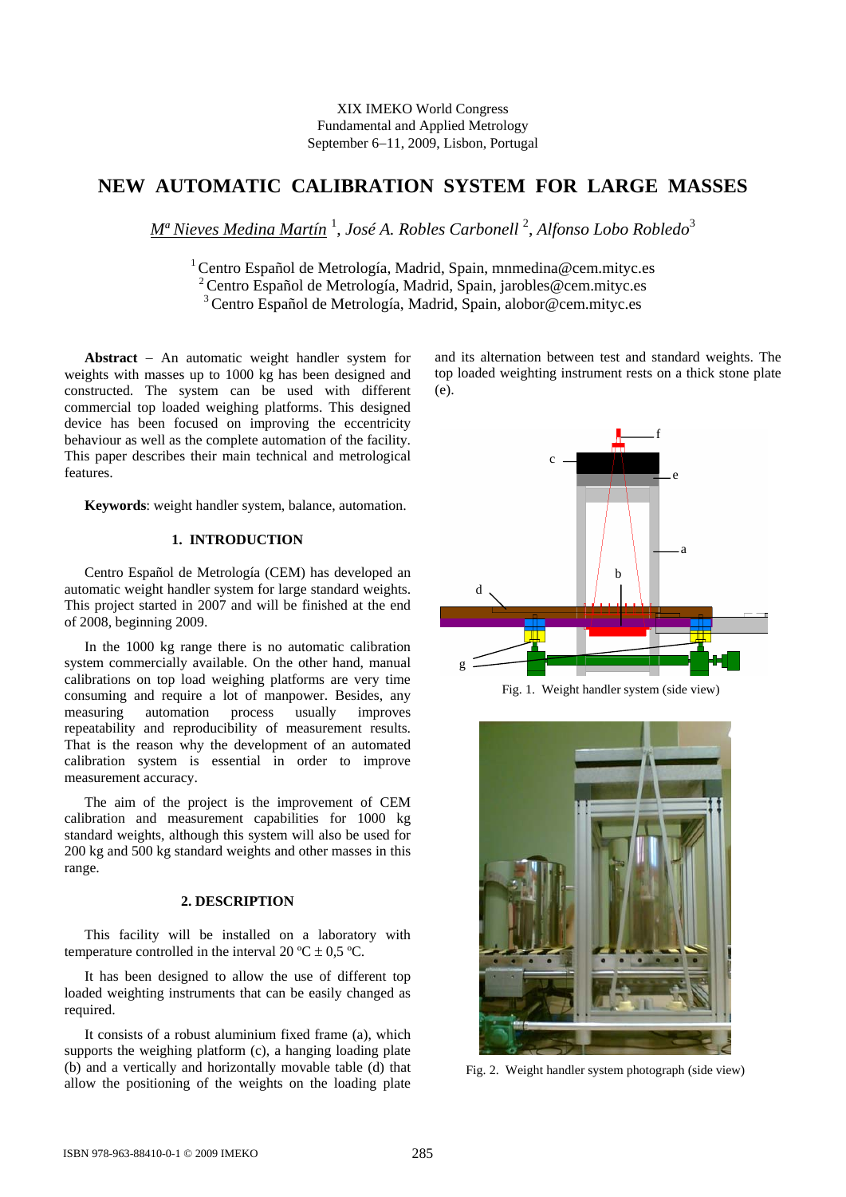XIX IMEKO World Congress
Fundamental and Applied Metrology
September 6–11, 2009, Lisbon, Portugal

# NEW AUTOMATIC CALIBRATION SYSTEM FOR LARGE MASSES

*Mª Nieves Medina Martín* [1], *José A. Robles Carbonell* [2], *Alfonso Lobo Robledo* [3]

[1] Centro Español de Metrología, Madrid, Spain, mnmedina@cem.mityc.es
[2] Centro Español de Metrología, Madrid, Spain, jarobles@cem.mityc.es
[3] Centro Español de Metrología, Madrid, Spain, alobor@cem.mityc.es

**Abstract** – An automatic weight handler system for weights with masses up to 1000 kg has been designed and constructed. The system can be used with different commercial top loaded weighing platforms. This designed device has been focused on improving the eccentricity behaviour as well as the complete automation of the facility. This paper describes their main technical and metrological features.

**Keywords**: weight handler system, balance, automation.

## 1. INTRODUCTION

Centro Español de Metrología (CEM) has developed an automatic weight handler system for large standard weights. This project started in 2007 and will be finished at the end of 2008, beginning 2009.

In the 1000 kg range there is no automatic calibration system commercially available. On the other hand, manual calibrations on top load weighing platforms are very time consuming and require a lot of manpower. Besides, any measuring automation process usually improves repeatability and reproducibility of measurement results. That is the reason why the development of an automated calibration system is essential in order to improve measurement accuracy.

The aim of the project is the improvement of CEM calibration and measurement capabilities for 1000 kg standard weights, although this system will also be used for 200 kg and 500 kg standard weights and other masses in this range.

## 2. DESCRIPTION

This facility will be installed on a laboratory with temperature controlled in the interval 20 ºC ± 0,5 ºC.

It has been designed to allow the use of different top loaded weighting instruments that can be easily changed as required.

It consists of a robust aluminium fixed frame (a), which supports the weighing platform (c), a hanging loading plate (b) and a vertically and horizontally movable table (d) that allow the positioning of the weights on the loading plate and its alternation between test and standard weights. The top loaded weighting instrument rests on a thick stone plate (e).

Fig. 1. Weight handler system (side view)

Fig. 2. Weight handler system photograph (side view)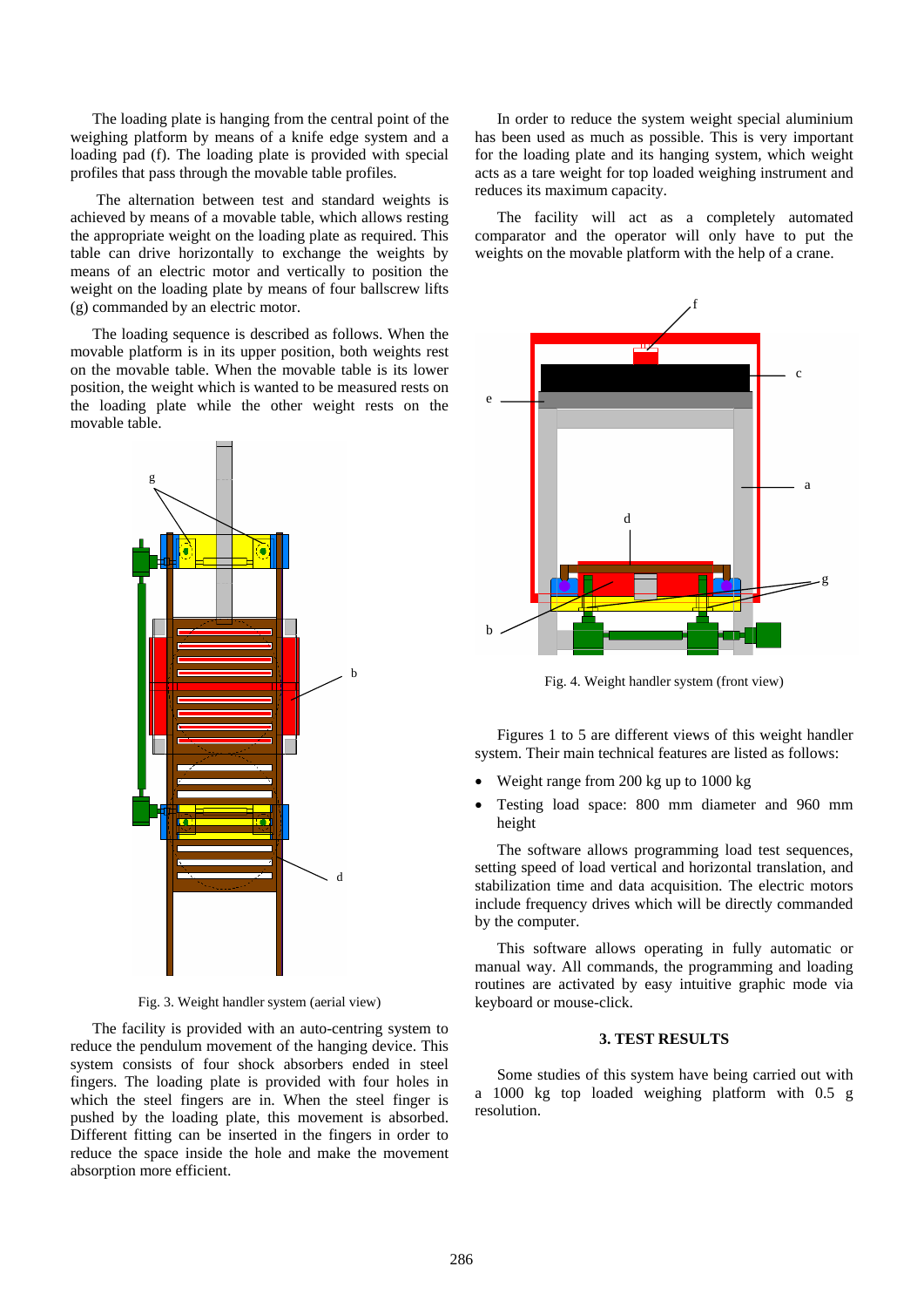The loading plate is hanging from the central point of the weighing platform by means of a knife edge system and a loading pad (f). The loading plate is provided with special profiles that pass through the movable table profiles.

The alternation between test and standard weights is achieved by means of a movable table, which allows resting the appropriate weight on the loading plate as required. This table can drive horizontally to exchange the weights by means of an electric motor and vertically to position the weight on the loading plate by means of four ballscrew lifts (g) commanded by an electric motor.

The loading sequence is described as follows. When the movable platform is in its upper position, both weights rest on the movable table. When the movable table is its lower position, the weight which is wanted to be measured rests on the loading plate while the other weight rests on the movable table.

Fig. 3. Weight handler system (aerial view)

The facility is provided with an auto-centring system to reduce the pendulum movement of the hanging device. This system consists of four shock absorbers ended in steel fingers. The loading plate is provided with four holes in which the steel fingers are in. When the steel finger is pushed by the loading plate, this movement is absorbed. Different fitting can be inserted in the fingers in order to reduce the space inside the hole and make the movement absorption more efficient.

In order to reduce the system weight special aluminium has been used as much as possible. This is very important for the loading plate and its hanging system, which weight acts as a tare weight for top loaded weighing instrument and reduces its maximum capacity.

The facility will act as a completely automated comparator and the operator will only have to put the weights on the movable platform with the help of a crane.

Fig. 4. Weight handler system (front view)

Figures 1 to 5 are different views of this weight handler system. Their main technical features are listed as follows:

- Weight range from 200 kg up to 1000 kg
- Testing load space: 800 mm diameter and 960 mm height

The software allows programming load test sequences, setting speed of load vertical and horizontal translation, and stabilization time and data acquisition. The electric motors include frequency drives which will be directly commanded by the computer.

This software allows operating in fully automatic or manual way. All commands, the programming and loading routines are activated by easy intuitive graphic mode via keyboard or mouse-click.

## 3. TEST RESULTS

Some studies of this system have being carried out with a 1000 kg top loaded weighing platform with 0.5 g resolution.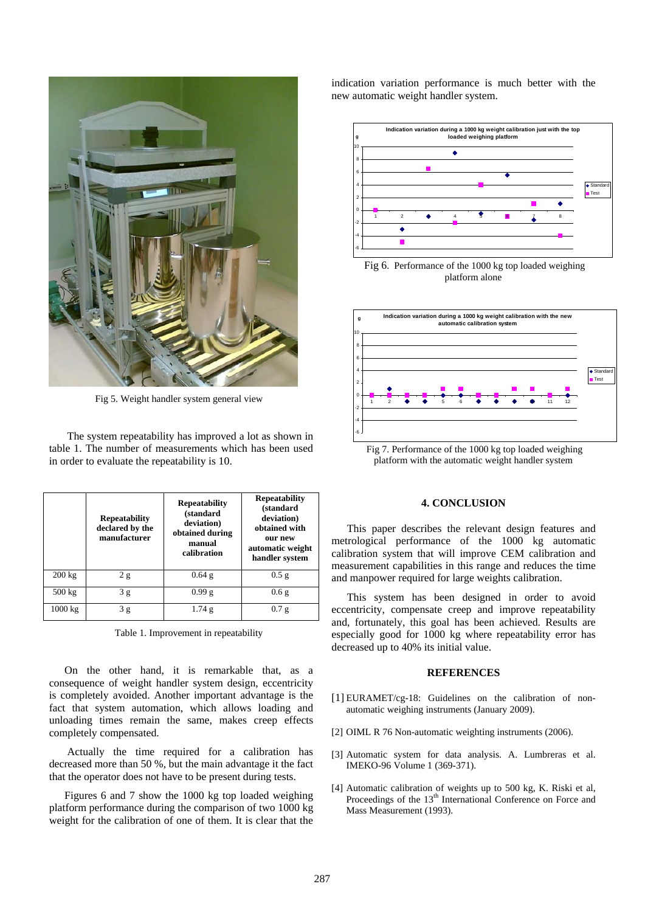Fig 5. Weight handler system general view

The system repeatability has improved a lot as shown in table 1. The number of measurements which has been used in order to evaluate the repeatability is 10.

| | Repeatability declared by the manufacturer | Repeatability (standard deviation) obtained during manual calibration | Repeatability (standard deviation) obtained with our new automatic weight handler system |
|---|---|---|---|
| 200 kg | 2 g | 0.64 g | 0.5 g |
| 500 kg | 3 g | 0.99 g | 0.6 g |
| 1000 kg | 3 g | 1.74 g | 0.7 g |

Table 1. Improvement in repeatability

On the other hand, it is remarkable that, as a consequence of weight handler system design, eccentricity is completely avoided. Another important advantage is the fact that system automation, which allows loading and unloading times remain the same, makes creep effects completely compensated.

Actually the time required for a calibration has decreased more than 50 %, but the main advantage it the fact that the operator does not have to be present during tests.

Figures 6 and 7 show the 1000 kg top loaded weighing platform performance during the comparison of two 1000 kg weight for the calibration of one of them. It is clear that the indication variation performance is much better with the new automatic weight handler system.

Indication variation during a 1000 kg weight calibration just with the top loaded weighing platform

g

10
8
6
4
2
0
-2
-4
-6

1 2 3 4 5 6 7 8

Standard
Test

Fig 6. Performance of the 1000 kg top loaded weighing platform alone

Indication variation during a 1000 kg weight calibration with the new automatic calibration system

g

10
8
6
4
2
0
-2
-4
-6

1 2 3 4 5 6 7 8 9 10 11 12

Standard
Test

Fig 7. Performance of the 1000 kg top loaded weighing platform with the automatic weight handler system

## 4. CONCLUSION

This paper describes the relevant design features and metrological performance of the 1000 kg automatic calibration system that will improve CEM calibration and measurement capabilities in this range and reduces the time and manpower required for large weights calibration.

This system has been designed in order to avoid eccentricity, compensate creep and improve repeatability and, fortunately, this goal has been achieved. Results are especially good for 1000 kg where repeatability error has decreased up to 40% its initial value.

## REFERENCES

[1] EURAMET/cg-18: Guidelines on the calibration of non-automatic weighing instruments (January 2009).

[2] OIML R 76 Non-automatic weighting instruments (2006).

[3] Automatic system for data analysis. A. Lumbreras et al. IMEKO-96 Volume 1 (369-371).

[4] Automatic calibration of weights up to 500 kg, K. Riski et al, Proceedings of the 13th International Conference on Force and Mass Measurement (1993).